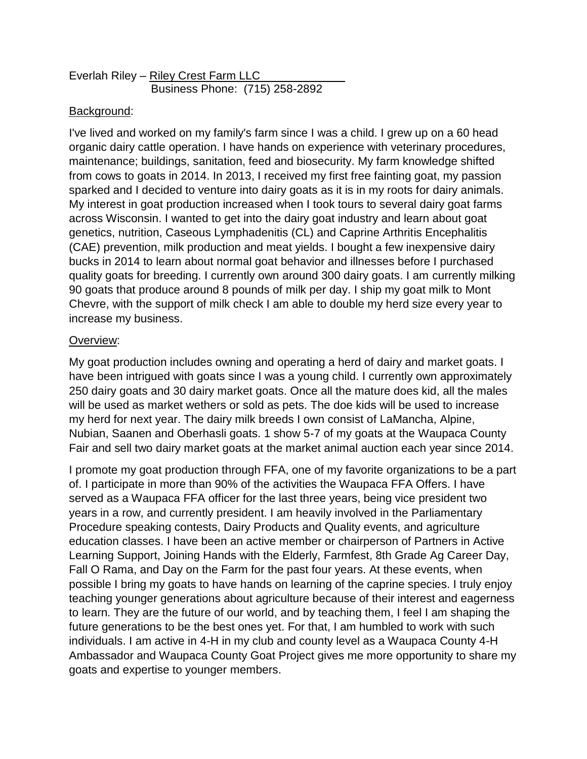Everlah Riley – Riley Crest Farm LLC
Business Phone: (715) 258-2892

Background:

I've lived and worked on my family's farm since I was a child. I grew up on a 60 head organic dairy cattle operation. I have hands on experience with veterinary procedures, maintenance; buildings, sanitation, feed and biosecurity. My farm knowledge shifted from cows to goats in 2014. In 2013, I received my first free fainting goat, my passion sparked and I decided to venture into dairy goats as it is in my roots for dairy animals. My interest in goat production increased when I took tours to several dairy goat farms across Wisconsin. I wanted to get into the dairy goat industry and learn about goat genetics, nutrition, Caseous Lymphadenitis (CL) and Caprine Arthritis Encephalitis (CAE) prevention, milk production and meat yields. I bought a few inexpensive dairy bucks in 2014 to learn about normal goat behavior and illnesses before I purchased quality goats for breeding. I currently own around 300 dairy goats. I am currently milking 90 goats that produce around 8 pounds of milk per day. I ship my goat milk to Mont Chevre, with the support of milk check I am able to double my herd size every year to increase my business.

Overview:

My goat production includes owning and operating a herd of dairy and market goats. I have been intrigued with goats since I was a young child. I currently own approximately 250 dairy goats and 30 dairy market goats. Once all the mature does kid, all the males will be used as market wethers or sold as pets. The doe kids will be used to increase my herd for next year. The dairy milk breeds I own consist of LaMancha, Alpine, Nubian, Saanen and Oberhasli goats. 1 show 5-7 of my goats at the Waupaca County Fair and sell two dairy market goats at the market animal auction each year since 2014.

I promote my goat production through FFA, one of my favorite organizations to be a part of. I participate in more than 90% of the activities the Waupaca FFA Offers. I have served as a Waupaca FFA officer for the last three years, being vice president two years in a row, and currently president. I am heavily involved in the Parliamentary Procedure speaking contests, Dairy Products and Quality events, and agriculture education classes. I have been an active member or chairperson of Partners in Active Learning Support, Joining Hands with the Elderly, Farmfest, 8th Grade Ag Career Day, Fall O Rama, and Day on the Farm for the past four years. At these events, when possible I bring my goats to have hands on learning of the caprine species. I truly enjoy teaching younger generations about agriculture because of their interest and eagerness to learn. They are the future of our world, and by teaching them, I feel I am shaping the future generations to be the best ones yet. For that, I am humbled to work with such individuals. I am active in 4-H in my club and county level as a Waupaca County 4-H Ambassador and Waupaca County Goat Project gives me more opportunity to share my goats and expertise to younger members.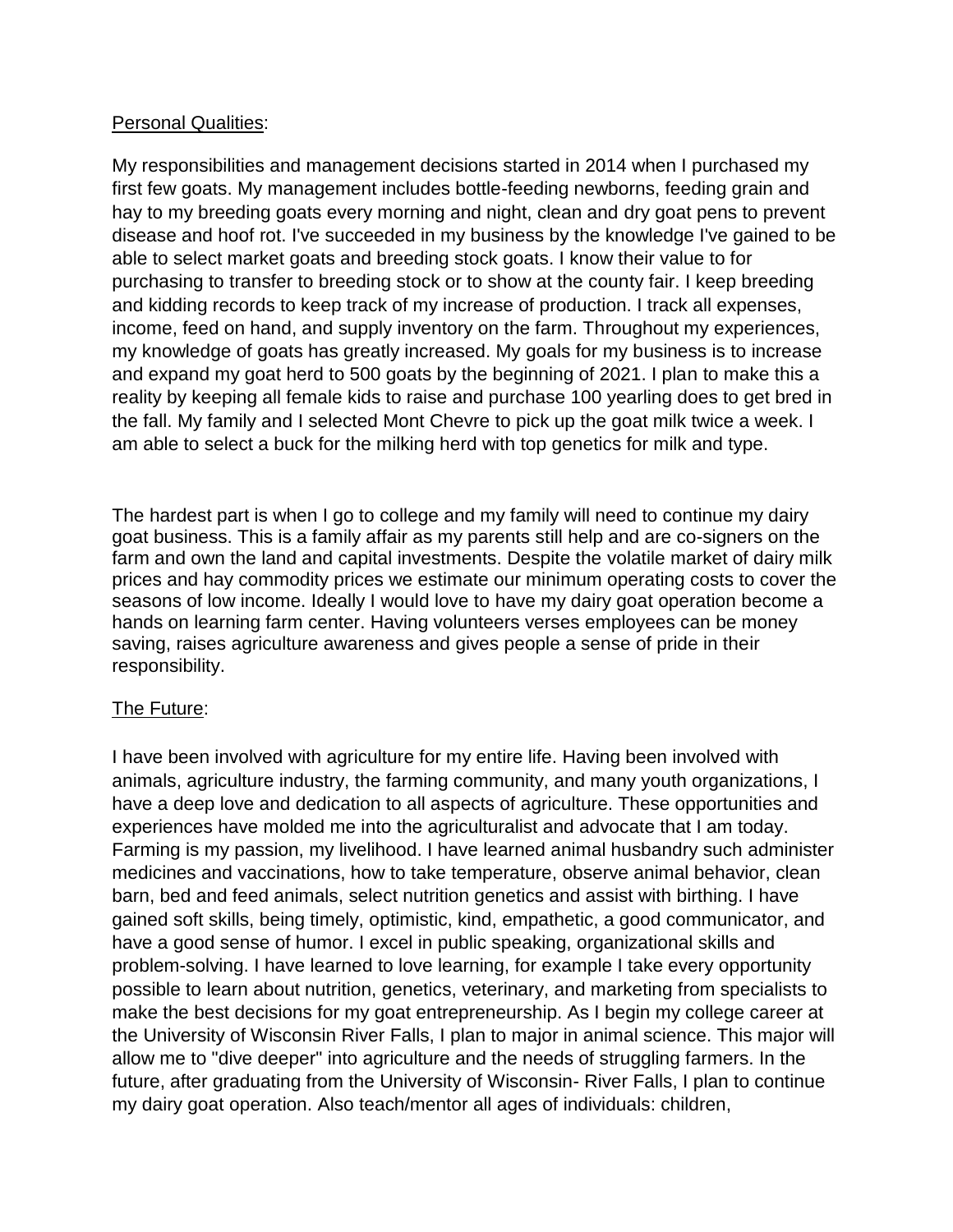<u>Personal Qualities</u>:

My responsibilities and management decisions started in 2014 when I purchased my first few goats. My management includes bottle-feeding newborns, feeding grain and hay to my breeding goats every morning and night, clean and dry goat pens to prevent disease and hoof rot. I've succeeded in my business by the knowledge I've gained to be able to select market goats and breeding stock goats. I know their value to for purchasing to transfer to breeding stock or to show at the county fair. I keep breeding and kidding records to keep track of my increase of production. I track all expenses, income, feed on hand, and supply inventory on the farm. Throughout my experiences, my knowledge of goats has greatly increased. My goals for my business is to increase and expand my goat herd to 500 goats by the beginning of 2021. I plan to make this a reality by keeping all female kids to raise and purchase 100 yearling does to get bred in the fall. My family and I selected Mont Chevre to pick up the goat milk twice a week. I am able to select a buck for the milking herd with top genetics for milk and type.

The hardest part is when I go to college and my family will need to continue my dairy goat business. This is a family affair as my parents still help and are co-signers on the farm and own the land and capital investments. Despite the volatile market of dairy milk prices and hay commodity prices we estimate our minimum operating costs to cover the seasons of low income. Ideally I would love to have my dairy goat operation become a hands on learning farm center. Having volunteers verses employees can be money saving, raises agriculture awareness and gives people a sense of pride in their responsibility.

<u>The Future</u>:

I have been involved with agriculture for my entire life. Having been involved with animals, agriculture industry, the farming community, and many youth organizations, I have a deep love and dedication to all aspects of agriculture. These opportunities and experiences have molded me into the agriculturalist and advocate that I am today. Farming is my passion, my livelihood. I have learned animal husbandry such administer medicines and vaccinations, how to take temperature, observe animal behavior, clean barn, bed and feed animals, select nutrition genetics and assist with birthing. I have gained soft skills, being timely, optimistic, kind, empathetic, a good communicator, and have a good sense of humor. I excel in public speaking, organizational skills and problem-solving. I have learned to love learning, for example I take every opportunity possible to learn about nutrition, genetics, veterinary, and marketing from specialists to make the best decisions for my goat entrepreneurship. As I begin my college career at the University of Wisconsin River Falls, I plan to major in animal science. This major will allow me to "dive deeper" into agriculture and the needs of struggling farmers. In the future, after graduating from the University of Wisconsin- River Falls, I plan to continue my dairy goat operation. Also teach/mentor all ages of individuals: children,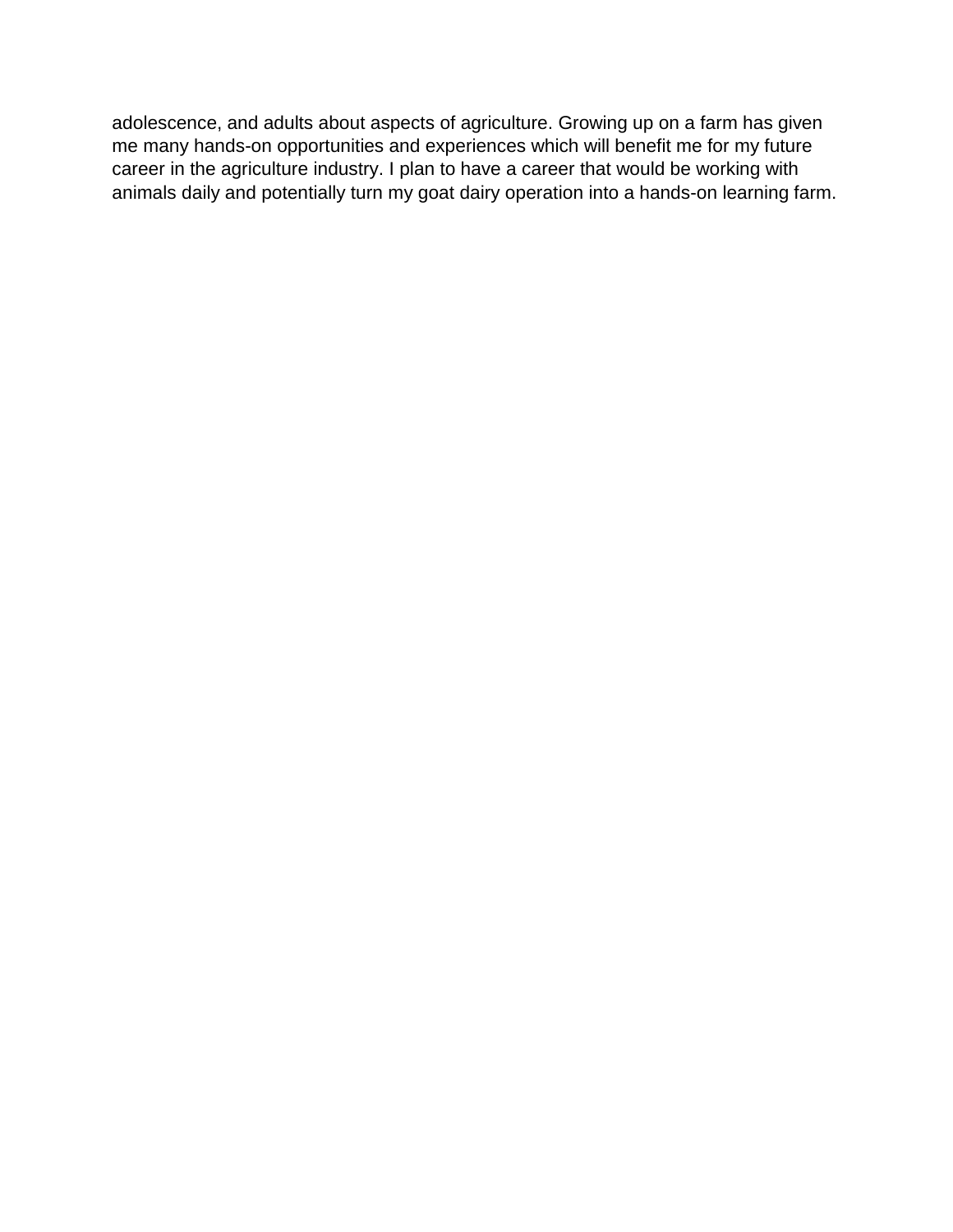adolescence, and adults about aspects of agriculture. Growing up on a farm has given me many hands-on opportunities and experiences which will benefit me for my future career in the agriculture industry. I plan to have a career that would be working with animals daily and potentially turn my goat dairy operation into a hands-on learning farm.